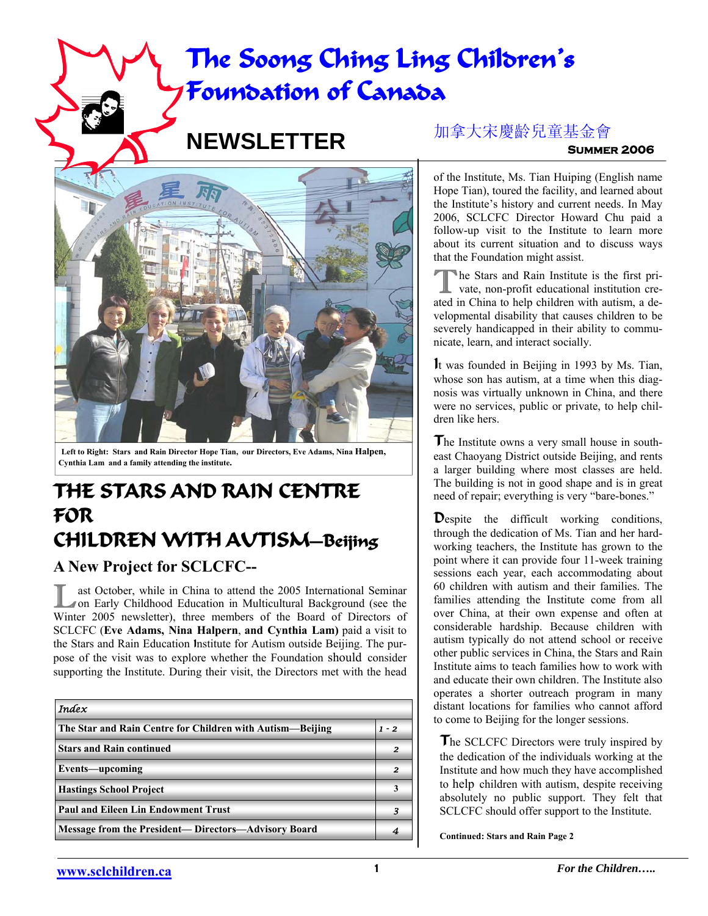# The Soong Ching Ling Children's Foundation of Canada

## NEWSLETTER

加拿大宋慶齡兒童基金會

**SUMMER 2006**

Left to Right: Stars and Rain Director Hope Tian, our Directors, Eve Adams, Nina Halpen, Cynthia Lam and a family attending the institute.

## THE STARS AND RAIN CENTRE FOR CHILDREN WITH AUTISM—Beijing

### A New Project for SCLCFC--

Last October, while in China to attend the 2005 International Seminar on Early Childhood Education in Multicultural Background (see the Winter 2005 newsletter), three members of the Board of Directors of SCLCFC (**Eve Adams, Nina Halpern**, **and Cynthia Lam)** paid a visit to the Stars and Rain Education Institute for Autism outside Beijing. The purpose of the visit was to explore whether the Foundation should consider supporting the Institute. During their visit, the Directors met with the head of the Institute, Ms. Tian Huiping (English name Hope Tian), toured the facility, and learned about the Institute's history and current needs. In May 2006, SCLCFC Director Howard Chu paid a follow-up visit to the Institute to learn more about its current situation and to discuss ways that the Foundation might assist.

The Stars and Rain Institute is the first private, non-profit educational institution created in China to help children with autism, a developmental disability that causes children to be severely handicapped in their ability to communicate, learn, and interact socially.

It was founded in Beijing in 1993 by Ms. Tian, whose son has autism, at a time when this diagnosis was virtually unknown in China, and there were no services, public or private, to help children like hers.

The Institute owns a very small house in southeast Chaoyang District outside Beijing, and rents a larger building where most classes are held. The building is not in good shape and is in great need of repair; everything is very "bare-bones."

Despite the difficult working conditions, through the dedication of Ms. Tian and her hard-working teachers, the Institute has grown to the point where it can provide four 11-week training sessions each year, each accommodating about 60 children with autism and their families. The families attending the Institute come from all over China, at their own expense and often at considerable hardship. Because children with autism typically do not attend school or receive other public services in China, the Stars and Rain Institute aims to teach families how to work with and educate their own children. The Institute also operates a shorter outreach program in many distant locations for families who cannot afford to come to Beijing for the longer sessions.

The SCLCFC Directors were truly inspired by the dedication of the individuals working at the Institute and how much they have accomplished to help children with autism, despite receiving absolutely no public support. They felt that SCLCFC should offer support to the Institute.

**Continued: Stars and Rain Page 2**

| *Index* | |
|---|---|
| **The Star and Rain Centre for Children with Autism—Beijing** | *1 - 2* |
| **Stars and Rain continued** | *2* |
| **Events—upcoming** | *2* |
| **Hastings School Project** | 3 |
| **Paul and Eileen Lin Endowment Trust** | *3* |
| **Message from the President— Directors—Advisory Board** | *4* |

www.sclchildren.ca

*For the Children…..*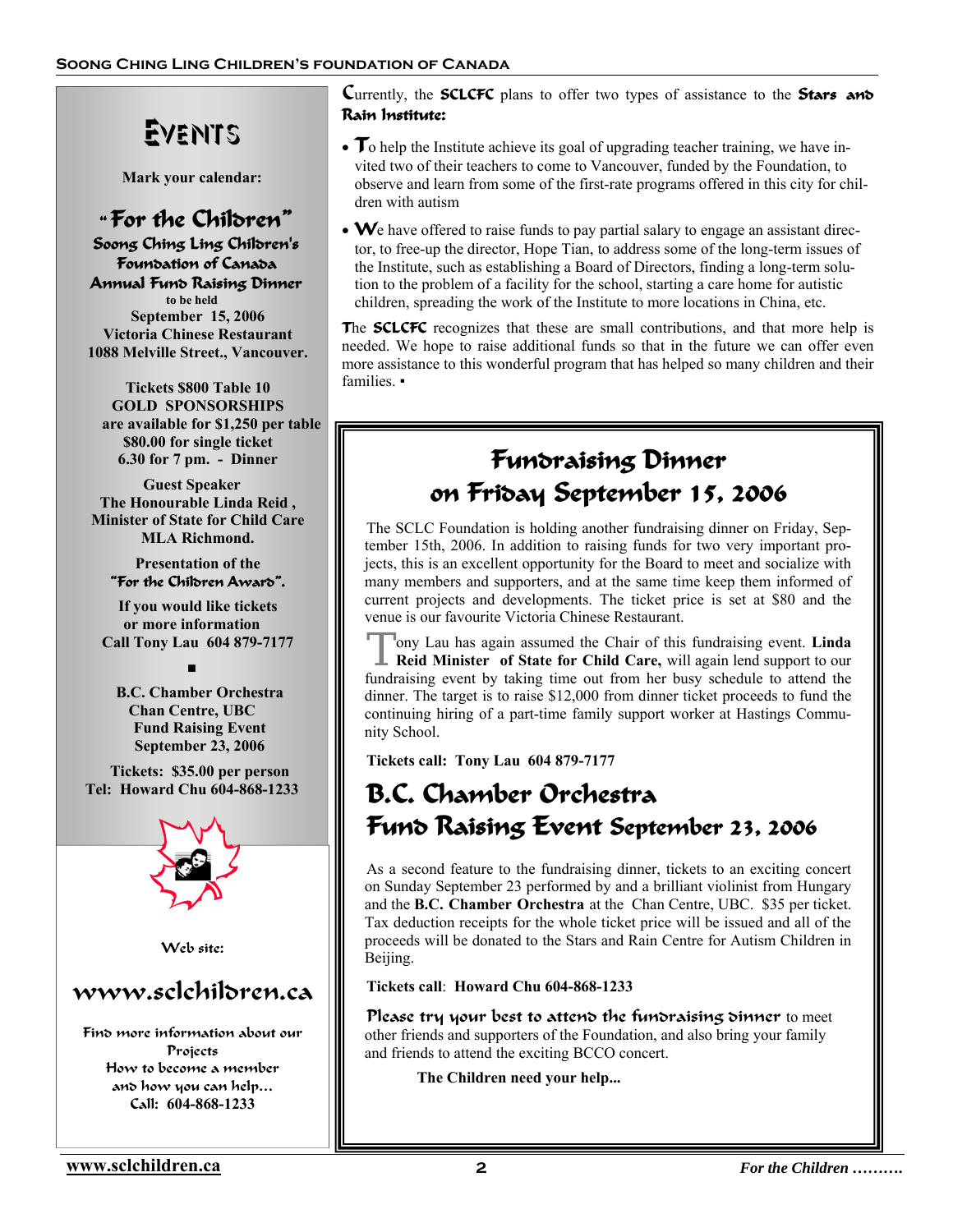# EVENTS

**Mark your calendar:**

## "For the Children"

**Soong Ching Ling Children's Foundation of Canada Annual Fund Raising Dinner**

to be held

**September 15, 2006**
**Victoria Chinese Restaurant**
**1088 Melville Street., Vancouver.**

**Tickets $800 Table 10**
**GOLD SPONSORSHIPS**
**are available for $1,250 per table**
**$80.00 for single ticket**
**6.30 for 7 pm. - Dinner**

**Guest Speaker**
**The Honourable Linda Reid ,**
**Minister of State for Child Care**
**MLA Richmond.**

**Presentation of the "For the Children Award".**

**If you would like tickets or more information**
**Call Tony Lau 604 879-7177**

▪

**B.C. Chamber Orchestra**
**Chan Centre, UBC**
**Fund Raising Event**
**September 23, 2006**

**Tickets: $35.00 per person**
**Tel: Howard Chu 604-868-1233**

Web site:

## www.sclchildren.ca

Find more information about our Projects
How to become a member
and how you can help…
Call: 604-868-1233

---

**C**urrently, the **SCLCFC** plans to offer two types of assistance to the **Stars and Rain Institute:**

- **T**o help the Institute achieve its goal of upgrading teacher training, we have invited two of their teachers to come to Vancouver, funded by the Foundation, to observe and learn from some of the first-rate programs offered in this city for children with autism
- **W**e have offered to raise funds to pay partial salary to engage an assistant director, to free-up the director, Hope Tian, to address some of the long-term issues of the Institute, such as establishing a Board of Directors, finding a long-term solution to the problem of a facility for the school, starting a care home for autistic children, spreading the work of the Institute to more locations in China, etc.

**T**he **SCLCFC** recognizes that these are small contributions, and that more help is needed. We hope to raise additional funds so that in the future we can offer even more assistance to this wonderful program that has helped so many children and their families. ▪

## Fundraising Dinner on Friday September 15, 2006

The SCLC Foundation is holding another fundraising dinner on Friday, September 15th, 2006. In addition to raising funds for two very important projects, this is an excellent opportunity for the Board to meet and socialize with many members and supporters, and at the same time keep them informed of current projects and developments. The ticket price is set at $80 and the venue is our favourite Victoria Chinese Restaurant.

Tony Lau has again assumed the Chair of this fundraising event. **Linda Reid Minister of State for Child Care,** will again lend support to our fundraising event by taking time out from her busy schedule to attend the dinner. The target is to raise $12,000 from dinner ticket proceeds to fund the continuing hiring of a part-time family support worker at Hastings Community School.

**Tickets call: Tony Lau 604 879-7177**

## B.C. Chamber Orchestra Fund Raising Event September 23, 2006

As a second feature to the fundraising dinner, tickets to an exciting concert on Sunday September 23 performed by and a brilliant violinist from Hungary and the **B.C. Chamber Orchestra** at the Chan Centre, UBC. $35 per ticket. Tax deduction receipts for the whole ticket price will be issued and all of the proceeds will be donated to the Stars and Rain Centre for Autism Children in Beijing.

**Tickets call**: **Howard Chu 604-868-1233**

**Please try your best to attend the fundraising dinner** to meet other friends and supporters of the Foundation, and also bring your family and friends to attend the exciting BCCO concert.

**The Children need your help...**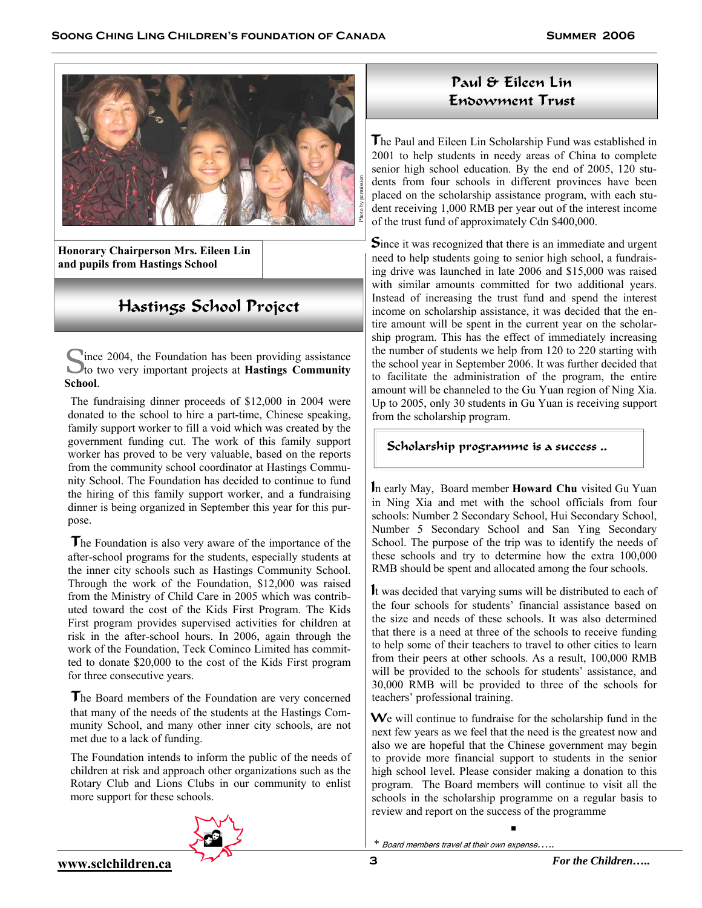Honorary Chairperson Mrs. Eileen Lin and pupils from Hastings School

## Hastings School Project

Since 2004, the Foundation has been providing assistance to two very important projects at **Hastings Community School**.

The fundraising dinner proceeds of $12,000 in 2004 were donated to the school to hire a part-time, Chinese speaking, family support worker to fill a void which was created by the government funding cut. The work of this family support worker has proved to be very valuable, based on the reports from the community school coordinator at Hastings Community School. The Foundation has decided to continue to fund the hiring of this family support worker, and a fundraising dinner is being organized in September this year for this purpose.

The Foundation is also very aware of the importance of the after-school programs for the students, especially students at the inner city schools such as Hastings Community School. Through the work of the Foundation, $12,000 was raised from the Ministry of Child Care in 2005 which was contributed toward the cost of the Kids First Program. The Kids First program provides supervised activities for children at risk in the after-school hours. In 2006, again through the work of the Foundation, Teck Cominco Limited has committed to donate $20,000 to the cost of the Kids First program for three consecutive years.

The Board members of the Foundation are very concerned that many of the needs of the students at the Hastings Community School, and many other inner city schools, are not met due to a lack of funding.

The Foundation intends to inform the public of the needs of children at risk and approach other organizations such as the Rotary Club and Lions Clubs in our community to enlist more support for these schools.

## Paul & Eileen Lin Endowment Trust

The Paul and Eileen Lin Scholarship Fund was established in 2001 to help students in needy areas of China to complete senior high school education. By the end of 2005, 120 students from four schools in different provinces have been placed on the scholarship assistance program, with each student receiving 1,000 RMB per year out of the interest income of the trust fund of approximately Cdn $400,000.

Since it was recognized that there is an immediate and urgent need to help students going to senior high school, a fundraising drive was launched in late 2006 and $15,000 was raised with similar amounts committed for two additional years. Instead of increasing the trust fund and spend the interest income on scholarship assistance, it was decided that the entire amount will be spent in the current year on the scholarship program. This has the effect of immediately increasing the number of students we help from 120 to 220 starting with the school year in September 2006. It was further decided that to facilitate the administration of the program, the entire amount will be channeled to the Gu Yuan region of Ning Xia. Up to 2005, only 30 students in Gu Yuan is receiving support from the scholarship program.

### Scholarship programme is a success ..

In early May, Board member **Howard Chu** visited Gu Yuan in Ning Xia and met with the school officials from four schools: Number 2 Secondary School, Hui Secondary School, Number 5 Secondary School and San Ying Secondary School. The purpose of the trip was to identify the needs of these schools and try to determine how the extra 100,000 RMB should be spent and allocated among the four schools.

It was decided that varying sums will be distributed to each of the four schools for students' financial assistance based on the size and needs of these schools. It was also determined that there is a need at three of the schools to receive funding to help some of their teachers to travel to other cities to learn from their peers at other schools. As a result, 100,000 RMB will be provided to the schools for students' assistance, and 30,000 RMB will be provided to three of the schools for teachers' professional training.

We will continue to fundraise for the scholarship fund in the next few years as we feel that the need is the greatest now and also we are hopeful that the Chinese government may begin to provide more financial support to students in the senior high school level. Please consider making a donation to this program. The Board members will continue to visit all the schools in the scholarship programme on a regular basis to review and report on the success of the programme

\* *Board members travel at their own expense…..*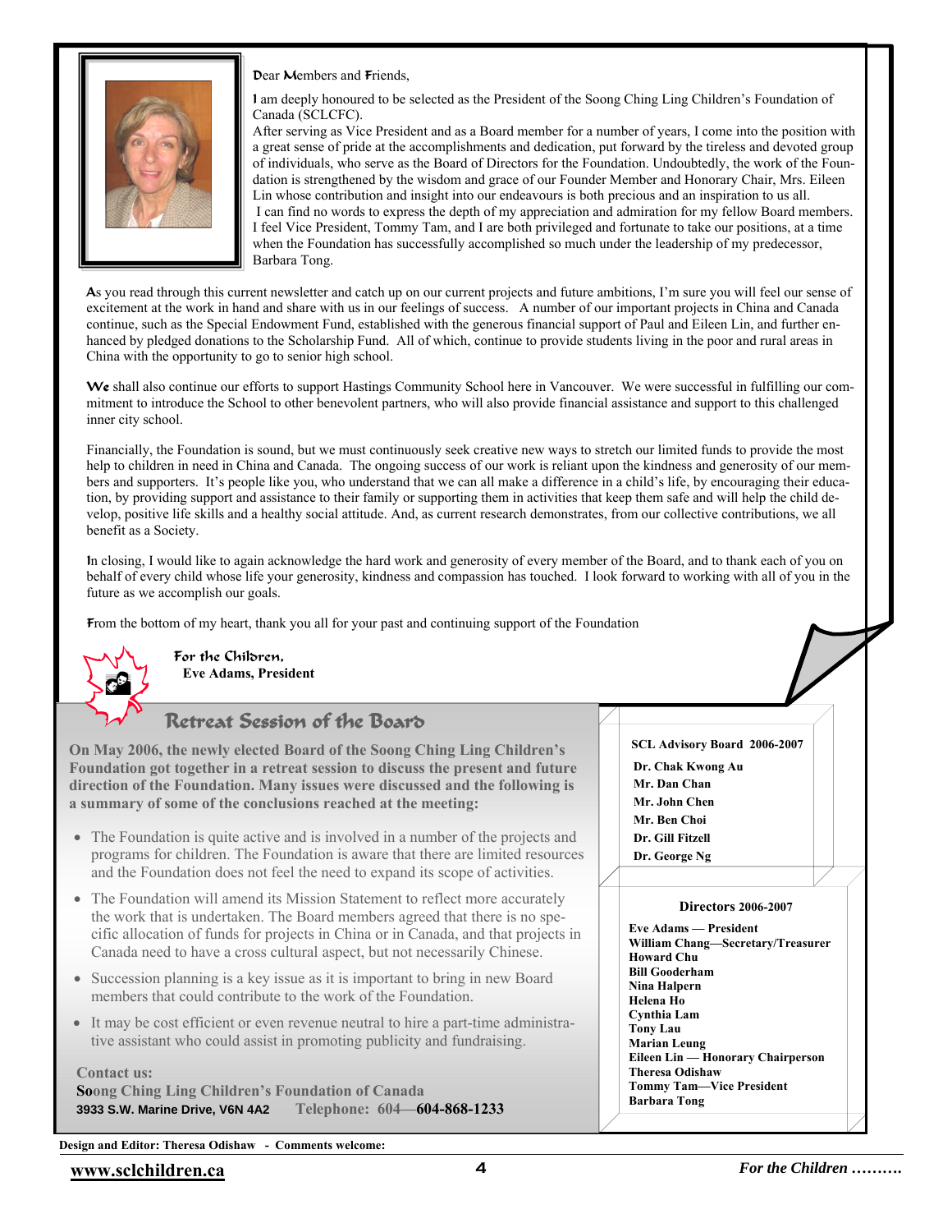Dear Members and Friends,

I am deeply honoured to be selected as the President of the Soong Ching Ling Children's Foundation of Canada (SCLCFC).

After serving as Vice President and as a Board member for a number of years, I come into the position with a great sense of pride at the accomplishments and dedication, put forward by the tireless and devoted group of individuals, who serve as the Board of Directors for the Foundation. Undoubtedly, the work of the Foundation is strengthened by the wisdom and grace of our Founder Member and Honorary Chair, Mrs. Eileen Lin whose contribution and insight into our endeavours is both precious and an inspiration to us all.

I can find no words to express the depth of my appreciation and admiration for my fellow Board members. I feel Vice President, Tommy Tam, and I are both privileged and fortunate to take our positions, at a time when the Foundation has successfully accomplished so much under the leadership of my predecessor, Barbara Tong.

As you read through this current newsletter and catch up on our current projects and future ambitions, I'm sure you will feel our sense of excitement at the work in hand and share with us in our feelings of success. A number of our important projects in China and Canada continue, such as the Special Endowment Fund, established with the generous financial support of Paul and Eileen Lin, and further enhanced by pledged donations to the Scholarship Fund. All of which, continue to provide students living in the poor and rural areas in China with the opportunity to go to senior high school.

We shall also continue our efforts to support Hastings Community School here in Vancouver. We were successful in fulfilling our commitment to introduce the School to other benevolent partners, who will also provide financial assistance and support to this challenged inner city school.

Financially, the Foundation is sound, but we must continuously seek creative new ways to stretch our limited funds to provide the most help to children in need in China and Canada. The ongoing success of our work is reliant upon the kindness and generosity of our members and supporters. It's people like you, who understand that we can all make a difference in a child's life, by encouraging their education, by providing support and assistance to their family or supporting them in activities that keep them safe and will help the child develop, positive life skills and a healthy social attitude. And, as current research demonstrates, from our collective contributions, we all benefit as a Society.

In closing, I would like to again acknowledge the hard work and generosity of every member of the Board, and to thank each of you on behalf of every child whose life your generosity, kindness and compassion has touched. I look forward to working with all of you in the future as we accomplish our goals.

From the bottom of my heart, thank you all for your past and continuing support of the Foundation

For the Children,

**Eve Adams, President**

## Retreat Session of the Board

**On May 2006, the newly elected Board of the Soong Ching Ling Children's Foundation got together in a retreat session to discuss the present and future direction of the Foundation. Many issues were discussed and the following is a summary of some of the conclusions reached at the meeting:**

- The Foundation is quite active and is involved in a number of the projects and programs for children. The Foundation is aware that there are limited resources and the Foundation does not feel the need to expand its scope of activities.
- The Foundation will amend its Mission Statement to reflect more accurately the work that is undertaken. The Board members agreed that there is no specific allocation of funds for projects in China or in Canada, and that projects in Canada need to have a cross cultural aspect, but not necessarily Chinese.
- Succession planning is a key issue as it is important to bring in new Board members that could contribute to the work of the Foundation.
- It may be cost efficient or even revenue neutral to hire a part-time administrative assistant who could assist in promoting publicity and fundraising.

**Contact us:**
**Soong Ching Ling Children's Foundation of Canada**
**3933 S.W. Marine Drive, V6N 4A2** Telephone: 604—**604-868-1233**

**SCL Advisory Board 2006-2007**

**Dr. Chak Kwong Au**
**Mr. Dan Chan**
**Mr. John Chen**
**Mr. Ben Choi**
**Dr. Gill Fitzell**
**Dr. George Ng**

**Directors 2006-2007**

**Eve Adams — President**
**William Chang—Secretary/Treasurer**
**Howard Chu**
**Bill Gooderham**
**Nina Halpern**
**Helena Ho**
**Cynthia Lam**
**Tony Lau**
**Marian Leung**
**Eileen Lin — Honorary Chairperson**
**Theresa Odishaw**
**Tommy Tam—Vice President**
**Barbara Tong**

**Design and Editor: Theresa Odishaw - Comments welcome:**

**www.sclchildren.ca**

*For the Children ……….*